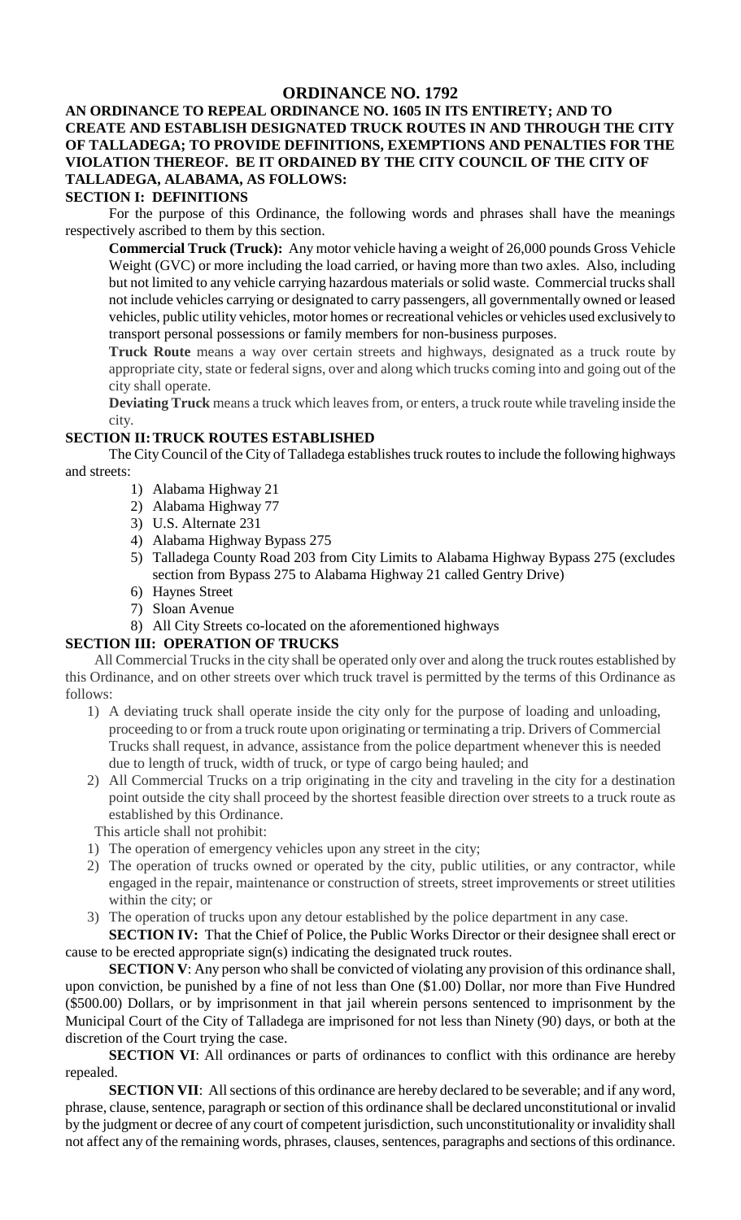# ORDINANCE NO. 1792

**AN ORDINANCE TO REPEAL ORDINANCE NO. 1605 IN ITS ENTIRETY; AND TO CREATE AND ESTABLISH DESIGNATED TRUCK ROUTES IN AND THROUGH THE CITY OF TALLADEGA; TO PROVIDE DEFINITIONS, EXEMPTIONS AND PENALTIES FOR THE VIOLATION THEREOF. BE IT ORDAINED BY THE CITY COUNCIL OF THE CITY OF TALLADEGA, ALABAMA, AS FOLLOWS:**

## SECTION I: DEFINITIONS

For the purpose of this Ordinance, the following words and phrases shall have the meanings respectively ascribed to them by this section.

**Commercial Truck (Truck):** Any motor vehicle having a weight of 26,000 pounds Gross Vehicle Weight (GVC) or more including the load carried, or having more than two axles. Also, including but not limited to any vehicle carrying hazardous materials or solid waste. Commercial trucks shall not include vehicles carrying or designated to carry passengers, all governmentally owned or leased vehicles, public utility vehicles, motor homes or recreational vehicles or vehicles used exclusively to transport personal possessions or family members for non-business purposes.

**Truck Route** means a way over certain streets and highways, designated as a truck route by appropriate city, state or federal signs, over and along which trucks coming into and going out of the city shall operate.

**Deviating Truck** means a truck which leaves from, or enters, a truck route while traveling inside the city.

## SECTION II: TRUCK ROUTES ESTABLISHED

The City Council of the City of Talladega establishes truck routes to include the following highways and streets:

1) Alabama Highway 21
2) Alabama Highway 77
3) U.S. Alternate 231
4) Alabama Highway Bypass 275
5) Talladega County Road 203 from City Limits to Alabama Highway Bypass 275 (excludes section from Bypass 275 to Alabama Highway 21 called Gentry Drive)
6) Haynes Street
7) Sloan Avenue
8) All City Streets co-located on the aforementioned highways

## SECTION III: OPERATION OF TRUCKS

All Commercial Trucks in the city shall be operated only over and along the truck routes established by this Ordinance, and on other streets over which truck travel is permitted by the terms of this Ordinance as follows:

1) A deviating truck shall operate inside the city only for the purpose of loading and unloading, proceeding to or from a truck route upon originating or terminating a trip. Drivers of Commercial Trucks shall request, in advance, assistance from the police department whenever this is needed due to length of truck, width of truck, or type of cargo being hauled; and
2) All Commercial Trucks on a trip originating in the city and traveling in the city for a destination point outside the city shall proceed by the shortest feasible direction over streets to a truck route as established by this Ordinance.

This article shall not prohibit:

1) The operation of emergency vehicles upon any street in the city;
2) The operation of trucks owned or operated by the city, public utilities, or any contractor, while engaged in the repair, maintenance or construction of streets, street improvements or street utilities within the city; or
3) The operation of trucks upon any detour established by the police department in any case.

**SECTION IV:** That the Chief of Police, the Public Works Director or their designee shall erect or cause to be erected appropriate sign(s) indicating the designated truck routes.

**SECTION V**: Any person who shall be convicted of violating any provision of this ordinance shall, upon conviction, be punished by a fine of not less than One ($1.00) Dollar, nor more than Five Hundred ($500.00) Dollars, or by imprisonment in that jail wherein persons sentenced to imprisonment by the Municipal Court of the City of Talladega are imprisoned for not less than Ninety (90) days, or both at the discretion of the Court trying the case.

**SECTION VI**: All ordinances or parts of ordinances to conflict with this ordinance are hereby repealed.

**SECTION VII**: All sections of this ordinance are hereby declared to be severable; and if any word, phrase, clause, sentence, paragraph or section of this ordinance shall be declared unconstitutional or invalid by the judgment or decree of any court of competent jurisdiction, such unconstitutionality or invalidity shall not affect any of the remaining words, phrases, clauses, sentences, paragraphs and sections of this ordinance.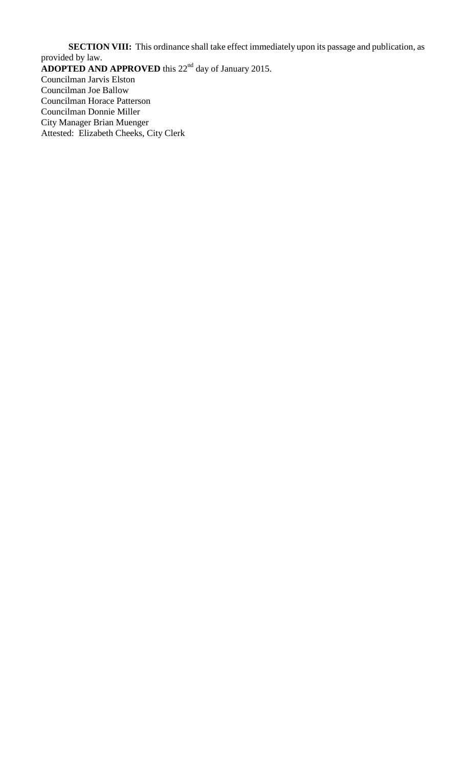**SECTION VIII:** This ordinance shall take effect immediately upon its passage and publication, as provided by law.

**ADOPTED AND APPROVED** this 22nd day of January 2015.

Councilman Jarvis Elston
Councilman Joe Ballow
Councilman Horace Patterson
Councilman Donnie Miller
City Manager Brian Muenger
Attested: Elizabeth Cheeks, City Clerk